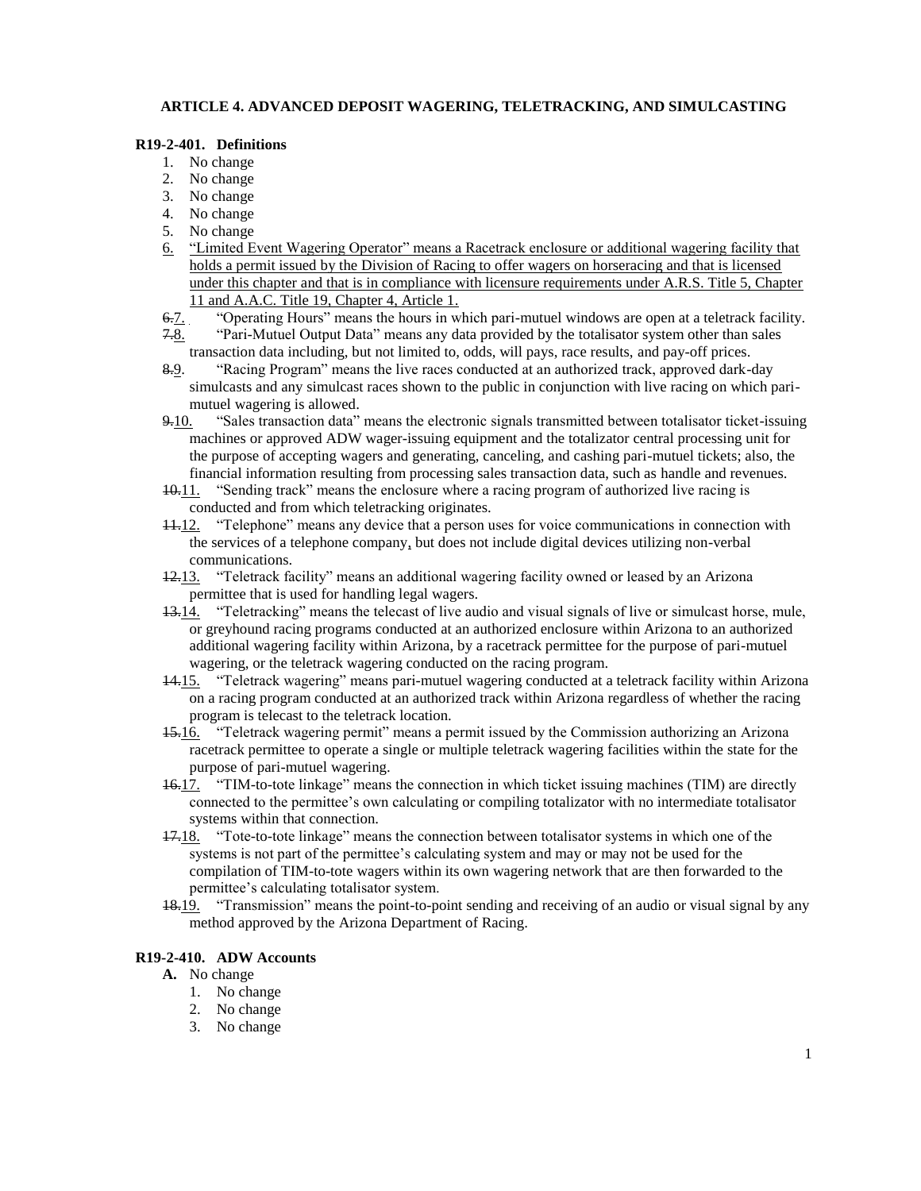**ARTICLE 4. ADVANCED DEPOSIT WAGERING, TELETRACKING, AND SIMULCASTING**

**R19-2-401. Definitions**

1. No change
2. No change
3. No change
4. No change
5. No change
6. "Limited Event Wagering Operator" means a Racetrack enclosure or additional wagering facility that holds a permit issued by the Division of Racing to offer wagers on horseracing and that is licensed under this chapter and that is in compliance with licensure requirements under A.R.S. Title 5, Chapter 11 and A.A.C. Title 19, Chapter 4, Article 1.

~~6.~~7. "Operating Hours" means the hours in which pari-mutuel windows are open at a teletrack facility.

~~7.~~8. "Pari-Mutuel Output Data" means any data provided by the totalisator system other than sales transaction data including, but not limited to, odds, will pays, race results, and pay-off prices.

~~8.~~9. "Racing Program" means the live races conducted at an authorized track, approved dark-day simulcasts and any simulcast races shown to the public in conjunction with live racing on which pari-mutuel wagering is allowed.

~~9.~~10. "Sales transaction data" means the electronic signals transmitted between totalisator ticket-issuing machines or approved ADW wager-issuing equipment and the totalizator central processing unit for the purpose of accepting wagers and generating, canceling, and cashing pari-mutuel tickets; also, the financial information resulting from processing sales transaction data, such as handle and revenues.

~~10.~~11. "Sending track" means the enclosure where a racing program of authorized live racing is conducted and from which teletracking originates.

~~11.~~12. "Telephone" means any device that a person uses for voice communications in connection with the services of a telephone company, but does not include digital devices utilizing non-verbal communications.

~~12.~~13. "Teletrack facility" means an additional wagering facility owned or leased by an Arizona permittee that is used for handling legal wagers.

~~13.~~14. "Teletracking" means the telecast of live audio and visual signals of live or simulcast horse, mule, or greyhound racing programs conducted at an authorized enclosure within Arizona to an authorized additional wagering facility within Arizona, by a racetrack permittee for the purpose of pari-mutuel wagering, or the teletrack wagering conducted on the racing program.

~~14.~~15. "Teletrack wagering" means pari-mutuel wagering conducted at a teletrack facility within Arizona on a racing program conducted at an authorized track within Arizona regardless of whether the racing program is telecast to the teletrack location.

~~15.~~16. "Teletrack wagering permit" means a permit issued by the Commission authorizing an Arizona racetrack permittee to operate a single or multiple teletrack wagering facilities within the state for the purpose of pari-mutuel wagering.

~~16.~~17. "TIM-to-tote linkage" means the connection in which ticket issuing machines (TIM) are directly connected to the permittee's own calculating or compiling totalizator with no intermediate totalisator systems within that connection.

~~17.~~18. "Tote-to-tote linkage" means the connection between totalisator systems in which one of the systems is not part of the permittee's calculating system and may or may not be used for the compilation of TIM-to-tote wagers within its own wagering network that are then forwarded to the permittee's calculating totalisator system.

~~18.~~19. "Transmission" means the point-to-point sending and receiving of an audio or visual signal by any method approved by the Arizona Department of Racing.

**R19-2-410. ADW Accounts**

**A.** No change
   1. No change
   2. No change
   3. No change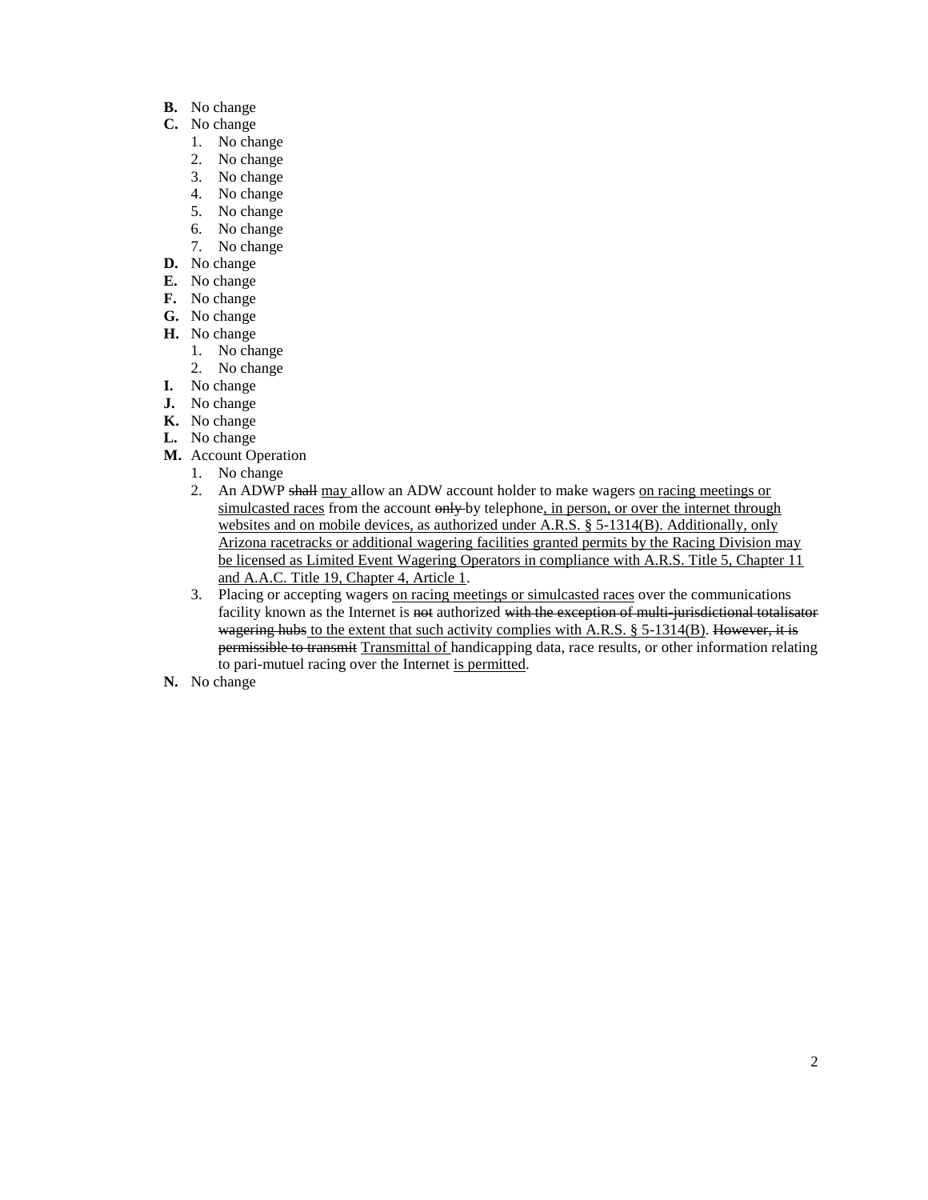**B.** No change

**C.** No change

1. No change
2. No change
3. No change
4. No change
5. No change
6. No change
7. No change

**D.** No change

**E.** No change

**F.** No change

**G.** No change

**H.** No change

1. No change
2. No change

**I.** No change

**J.** No change

**K.** No change

**L.** No change

**M.** Account Operation

1. No change
2. An ADWP ~~shall~~ <u>may</u> allow an ADW account holder to make wagers <u>on racing meetings or simulcasted races</u> from the account ~~only~~ by telephone<u>, in person, or over the internet through websites and on mobile devices, as authorized under A.R.S. § 5-1314(B). Additionally, only Arizona racetracks or additional wagering facilities granted permits by the Racing Division may be licensed as Limited Event Wagering Operators in compliance with A.R.S. Title 5, Chapter 11 and A.A.C. Title 19, Chapter 4, Article 1</u>.
3. Placing or accepting wagers <u>on racing meetings or simulcasted races</u> over the communications facility known as the Internet is ~~not~~ authorized ~~with the exception of multi-jurisdictional totalisator wagering hubs~~ <u>to the extent that such activity complies with A.R.S. § 5-1314(B)</u>. ~~However, it is permissible to transmit~~ <u>Transmittal of</u> handicapping data, race results, or other information relating to pari-mutuel racing over the Internet <u>is permitted</u>.

**N.** No change